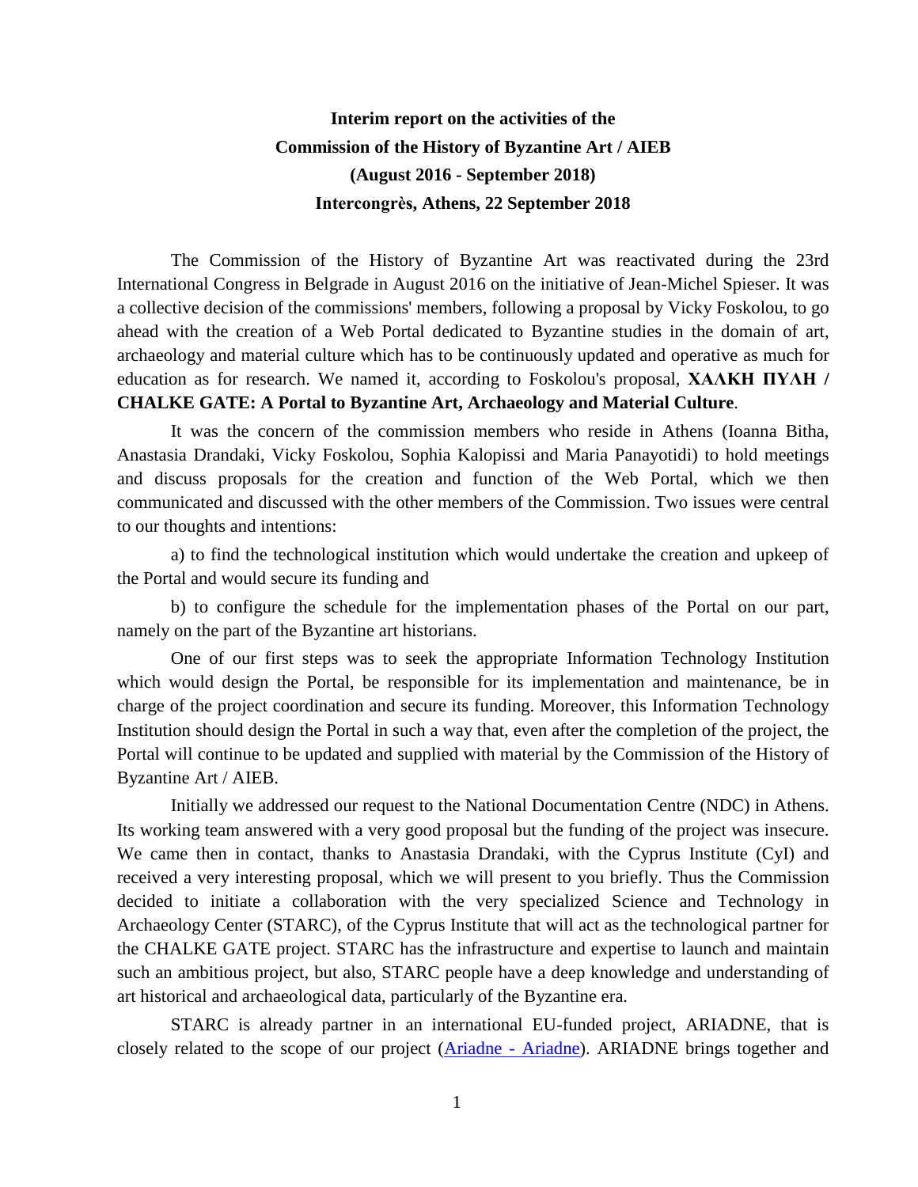# Interim report on the activities of the Commission of the History of Byzantine Art / AIEB (August 2016 - September 2018) Intercongrès, Athens, 22 September 2018

The Commission of the History of Byzantine Art was reactivated during the 23rd International Congress in Belgrade in August 2016 on the initiative of Jean-Michel Spieser. It was a collective decision of the commissions' members, following a proposal by Vicky Foskolou, to go ahead with the creation of a Web Portal dedicated to Byzantine studies in the domain of art, archaeology and material culture which has to be continuously updated and operative as much for education as for research. We named it, according to Foskolou's proposal, **ΧΑΛΚΗ ΠΥΛΗ / CHALKE GATE: A Portal to Byzantine Art, Archaeology and Material Culture**.

It was the concern of the commission members who reside in Athens (Ioanna Bitha, Anastasia Drandaki, Vicky Foskolou, Sophia Kalopissi and Maria Panayotidi) to hold meetings and discuss proposals for the creation and function of the Web Portal, which we then communicated and discussed with the other members of the Commission. Two issues were central to our thoughts and intentions:

a) to find the technological institution which would undertake the creation and upkeep of the Portal and would secure its funding and

b) to configure the schedule for the implementation phases of the Portal on our part, namely on the part of the Byzantine art historians.

One of our first steps was to seek the appropriate Information Technology Institution which would design the Portal, be responsible for its implementation and maintenance, be in charge of the project coordination and secure its funding. Moreover, this Information Technology Institution should design the Portal in such a way that, even after the completion of the project, the Portal will continue to be updated and supplied with material by the Commission of the History of Byzantine Art / AIEB.

Initially we addressed our request to the National Documentation Centre (NDC) in Athens. Its working team answered with a very good proposal but the funding of the project was insecure. We came then in contact, thanks to Anastasia Drandaki, with the Cyprus Institute (CyI) and received a very interesting proposal, which we will present to you briefly. Thus the Commission decided to initiate a collaboration with the very specialized Science and Technology in Archaeology Center (STARC), of the Cyprus Institute that will act as the technological partner for the CHALKE GATE project. STARC has the infrastructure and expertise to launch and maintain such an ambitious project, but also, STARC people have a deep knowledge and understanding of art historical and archaeological data, particularly of the Byzantine era.

STARC is already partner in an international EU-funded project, ARIADNE, that is closely related to the scope of our project ([Ariadne - Ariadne](Ariadne - Ariadne)). ARIADNE brings together and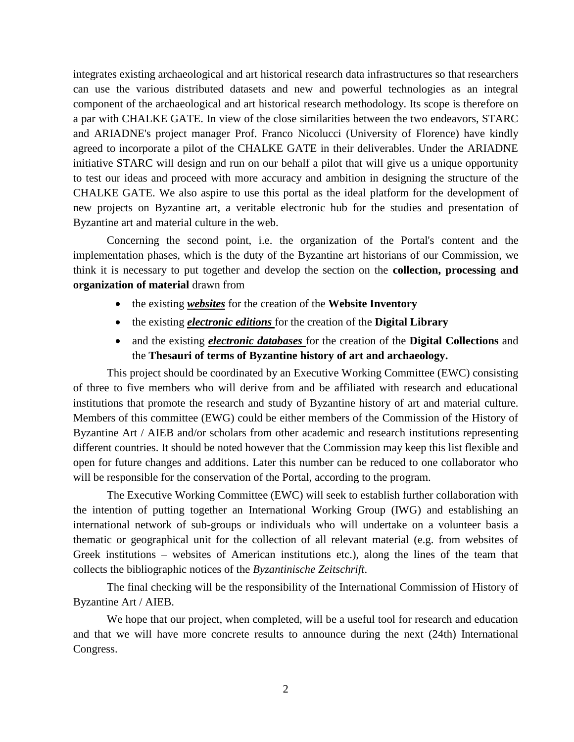integrates existing archaeological and art historical research data infrastructures so that researchers can use the various distributed datasets and new and powerful technologies as an integral component of the archaeological and art historical research methodology. Its scope is therefore on a par with CHALKE GATE. In view of the close similarities between the two endeavors, STARC and ARIADNE's project manager Prof. Franco Nicolucci (University of Florence) have kindly agreed to incorporate a pilot of the CHALKE GATE in their deliverables. Under the ARIADNE initiative STARC will design and run on our behalf a pilot that will give us a unique opportunity to test our ideas and proceed with more accuracy and ambition in designing the structure of the CHALKE GATE. We also aspire to use this portal as the ideal platform for the development of new projects on Byzantine art, a veritable electronic hub for the studies and presentation of Byzantine art and material culture in the web.

Concerning the second point, i.e. the organization of the Portal's content and the implementation phases, which is the duty of the Byzantine art historians of our Commission, we think it is necessary to put together and develop the section on the **collection, processing and organization of material** drawn from

- the existing ***websites*** for the creation of the **Website Inventory**
- the existing ***electronic editions*** for the creation of the **Digital Library**
- and the existing ***electronic databases*** for the creation of the **Digital Collections** and the **Thesauri of terms of Byzantine history of art and archaeology.**

This project should be coordinated by an Executive Working Committee (EWC) consisting of three to five members who will derive from and be affiliated with research and educational institutions that promote the research and study of Byzantine history of art and material culture. Members of this committee (EWG) could be either members of the Commission of the History of Byzantine Art / AIEB and/or scholars from other academic and research institutions representing different countries. It should be noted however that the Commission may keep this list flexible and open for future changes and additions. Later this number can be reduced to one collaborator who will be responsible for the conservation of the Portal, according to the program.

The Executive Working Committee (EWC) will seek to establish further collaboration with the intention of putting together an International Working Group (IWG) and establishing an international network of sub-groups or individuals who will undertake on a volunteer basis a thematic or geographical unit for the collection of all relevant material (e.g. from websites of Greek institutions – websites of American institutions etc.), along the lines of the team that collects the bibliographic notices of the *Byzantinische Zeitschrift*.

The final checking will be the responsibility of the International Commission of History of Byzantine Art / AIEB.

We hope that our project, when completed, will be a useful tool for research and education and that we will have more concrete results to announce during the next (24th) International Congress.